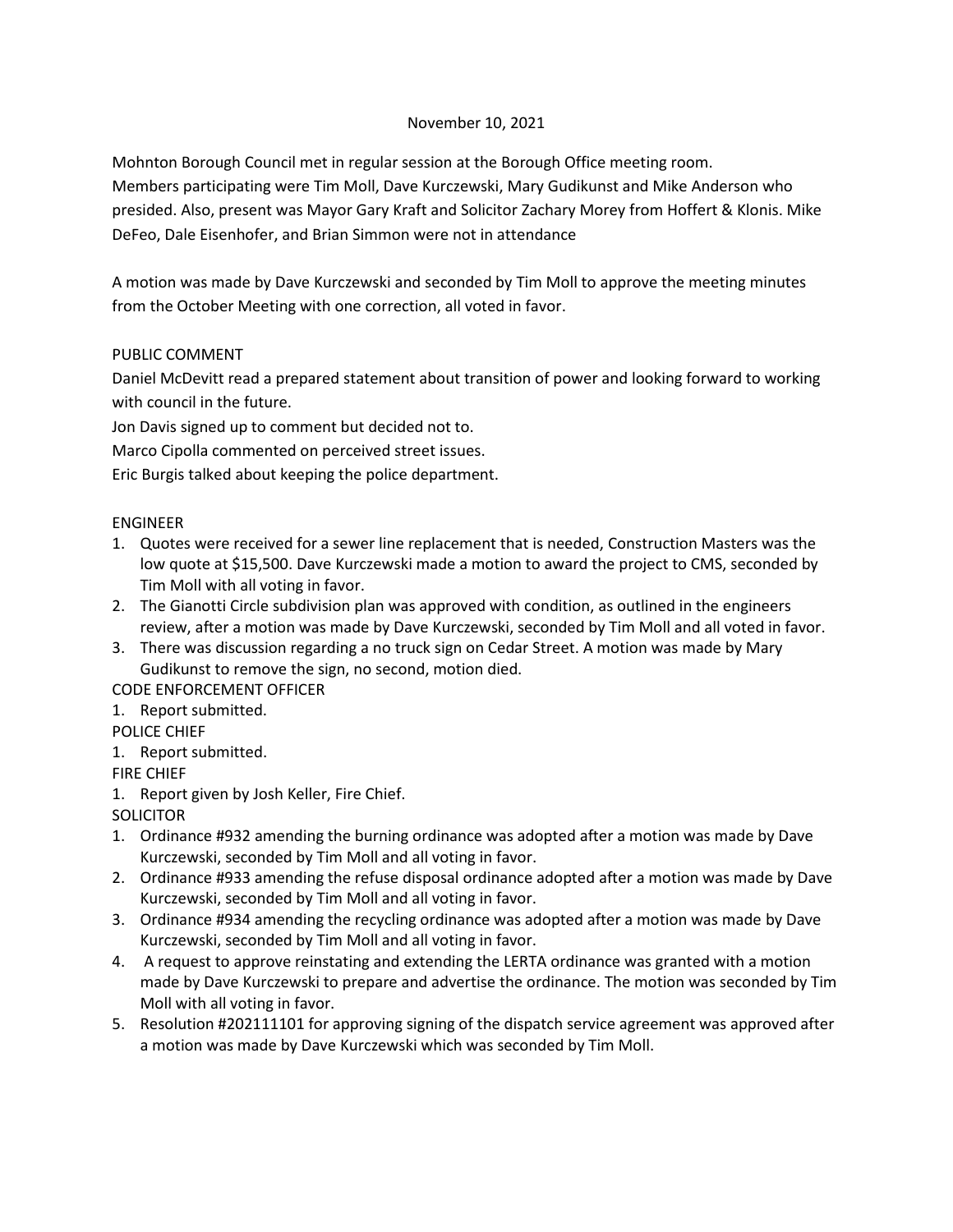November 10, 2021

Mohnton Borough Council met in regular session at the Borough Office meeting room.
Members participating were Tim Moll, Dave Kurczewski, Mary Gudikunst and Mike Anderson who presided. Also, present was Mayor Gary Kraft and Solicitor Zachary Morey from Hoffert & Klonis. Mike DeFeo, Dale Eisenhofer, and Brian Simmon were not in attendance

A motion was made by Dave Kurczewski and seconded by Tim Moll to approve the meeting minutes from the October Meeting with one correction, all voted in favor.

PUBLIC COMMENT

Daniel McDevitt read a prepared statement about transition of power and looking forward to working with council in the future.

Jon Davis signed up to comment but decided not to.

Marco Cipolla commented on perceived street issues.

Eric Burgis talked about keeping the police department.

ENGINEER

1. Quotes were received for a sewer line replacement that is needed, Construction Masters was the low quote at $15,500. Dave Kurczewski made a motion to award the project to CMS, seconded by Tim Moll with all voting in favor.
2. The Gianotti Circle subdivision plan was approved with condition, as outlined in the engineers review, after a motion was made by Dave Kurczewski, seconded by Tim Moll and all voted in favor.
3. There was discussion regarding a no truck sign on Cedar Street. A motion was made by Mary Gudikunst to remove the sign, no second, motion died.

CODE ENFORCEMENT OFFICER

1. Report submitted.

POLICE CHIEF

1. Report submitted.

FIRE CHIEF

1. Report given by Josh Keller, Fire Chief.

SOLICITOR

1. Ordinance #932 amending the burning ordinance was adopted after a motion was made by Dave Kurczewski, seconded by Tim Moll and all voting in favor.
2. Ordinance #933 amending the refuse disposal ordinance adopted after a motion was made by Dave Kurczewski, seconded by Tim Moll and all voting in favor.
3. Ordinance #934 amending the recycling ordinance was adopted after a motion was made by Dave Kurczewski, seconded by Tim Moll and all voting in favor.
4. A request to approve reinstating and extending the LERTA ordinance was granted with a motion made by Dave Kurczewski to prepare and advertise the ordinance. The motion was seconded by Tim Moll with all voting in favor.
5. Resolution #202111101 for approving signing of the dispatch service agreement was approved after a motion was made by Dave Kurczewski which was seconded by Tim Moll.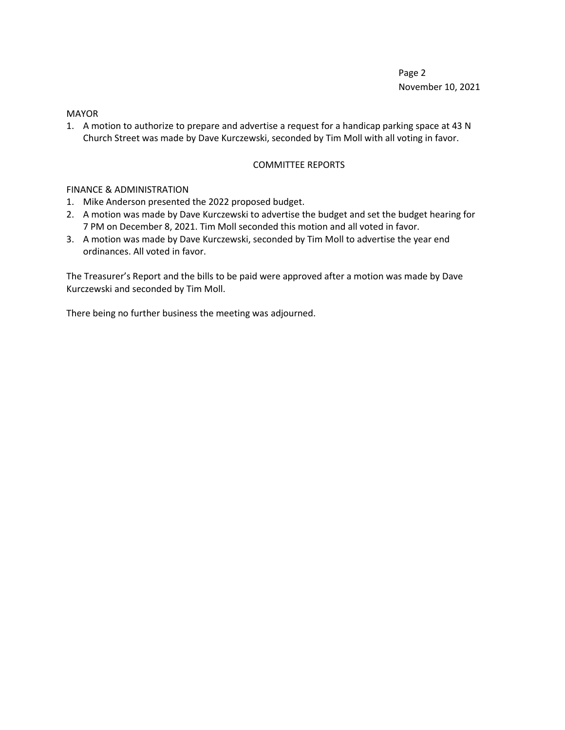MAYOR

1. A motion to authorize to prepare and advertise a request for a handicap parking space at 43 N Church Street was made by Dave Kurczewski, seconded by Tim Moll with all voting in favor.

## COMMITTEE REPORTS

FINANCE & ADMINISTRATION

1. Mike Anderson presented the 2022 proposed budget.
2. A motion was made by Dave Kurczewski to advertise the budget and set the budget hearing for 7 PM on December 8, 2021. Tim Moll seconded this motion and all voted in favor.
3. A motion was made by Dave Kurczewski, seconded by Tim Moll to advertise the year end ordinances. All voted in favor.

The Treasurer's Report and the bills to be paid were approved after a motion was made by Dave Kurczewski and seconded by Tim Moll.

There being no further business the meeting was adjourned.